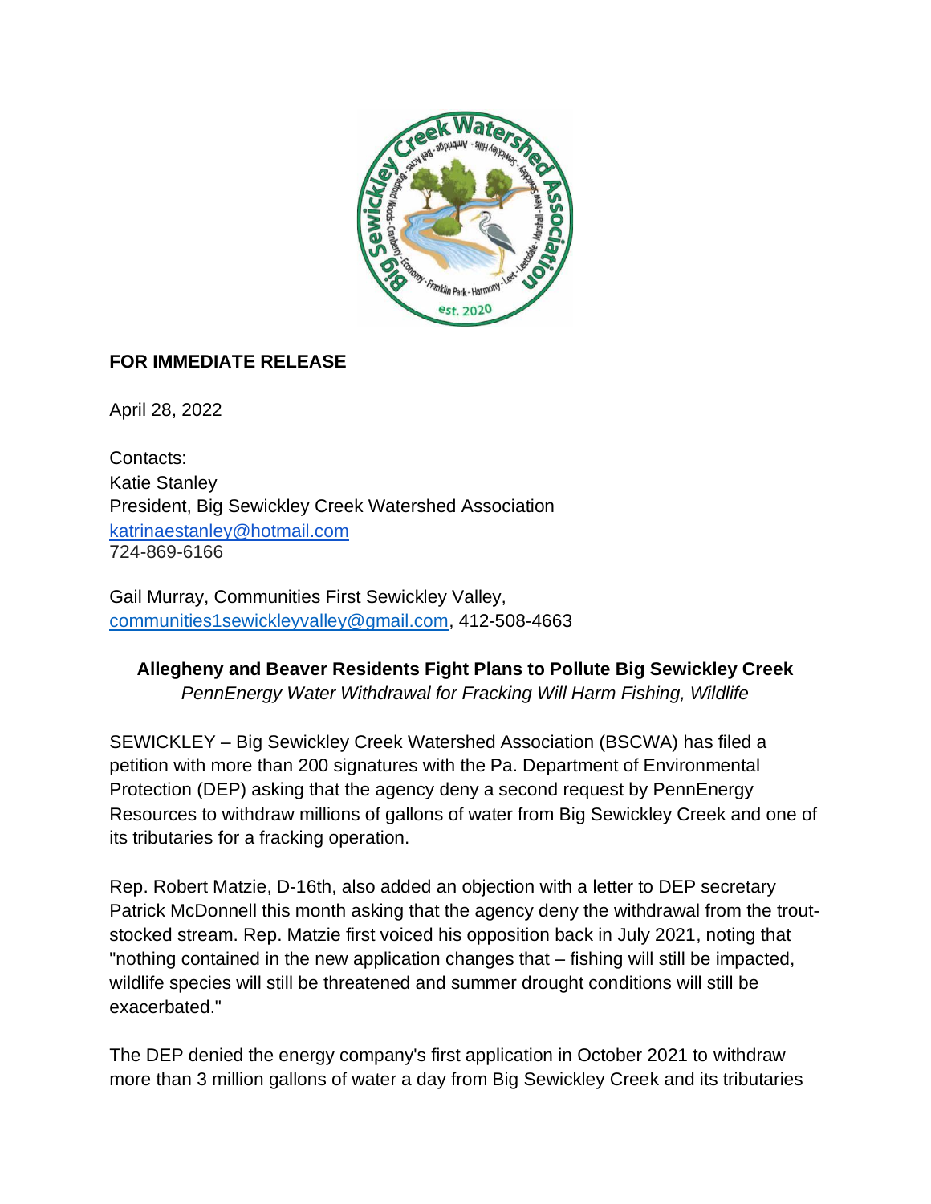**FOR IMMEDIATE RELEASE**

April 28, 2022

Contacts:
Katie Stanley
President, Big Sewickley Creek Watershed Association
katrinaestanley@hotmail.com
724-869-6166

Gail Murray, Communities First Sewickley Valley,
communities1sewickleyvalley@gmail.com, 412-508-4663

**Allegheny and Beaver Residents Fight Plans to Pollute Big Sewickley Creek**
*PennEnergy Water Withdrawal for Fracking Will Harm Fishing, Wildlife*

SEWICKLEY – Big Sewickley Creek Watershed Association (BSCWA) has filed a petition with more than 200 signatures with the Pa. Department of Environmental Protection (DEP) asking that the agency deny a second request by PennEnergy Resources to withdraw millions of gallons of water from Big Sewickley Creek and one of its tributaries for a fracking operation.

Rep. Robert Matzie, D-16th, also added an objection with a letter to DEP secretary Patrick McDonnell this month asking that the agency deny the withdrawal from the trout-stocked stream. Rep. Matzie first voiced his opposition back in July 2021, noting that "nothing contained in the new application changes that – fishing will still be impacted, wildlife species will still be threatened and summer drought conditions will still be exacerbated."

The DEP denied the energy company's first application in October 2021 to withdraw more than 3 million gallons of water a day from Big Sewickley Creek and its tributaries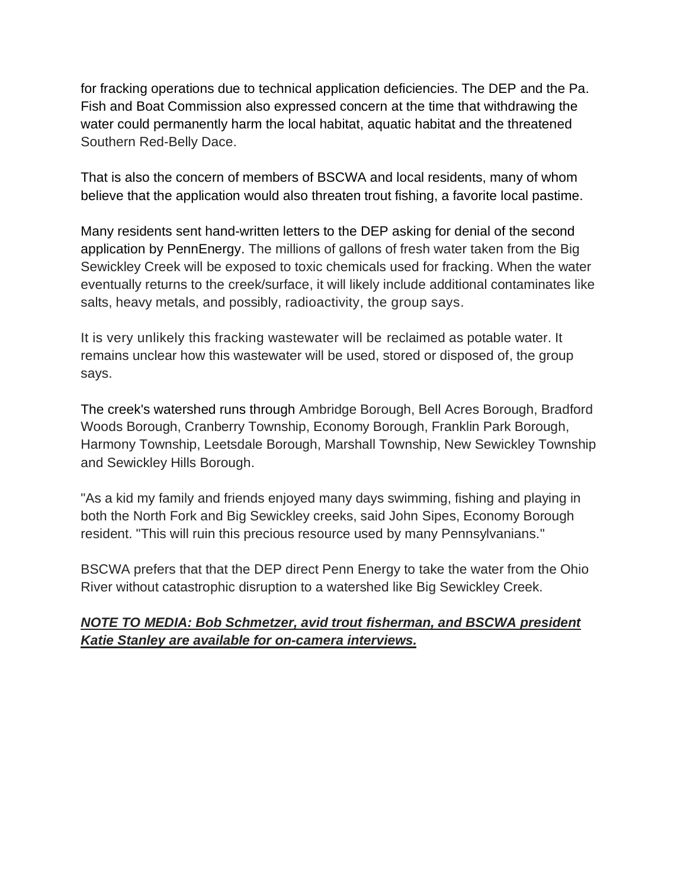for fracking operations due to technical application deficiencies. The DEP and the Pa. Fish and Boat Commission also expressed concern at the time that withdrawing the water could permanently harm the local habitat, aquatic habitat and the threatened Southern Red-Belly Dace.

That is also the concern of members of BSCWA and local residents, many of whom believe that the application would also threaten trout fishing, a favorite local pastime.

Many residents sent hand-written letters to the DEP asking for denial of the second application by PennEnergy. The millions of gallons of fresh water taken from the Big Sewickley Creek will be exposed to toxic chemicals used for fracking. When the water eventually returns to the creek/surface, it will likely include additional contaminates like salts, heavy metals, and possibly, radioactivity, the group says.

It is very unlikely this fracking wastewater will be reclaimed as potable water. It remains unclear how this wastewater will be used, stored or disposed of, the group says.

The creek's watershed runs through Ambridge Borough, Bell Acres Borough, Bradford Woods Borough, Cranberry Township, Economy Borough, Franklin Park Borough, Harmony Township, Leetsdale Borough, Marshall Township, New Sewickley Township and Sewickley Hills Borough.

"As a kid my family and friends enjoyed many days swimming, fishing and playing in both the North Fork and Big Sewickley creeks, said John Sipes, Economy Borough resident. "This will ruin this precious resource used by many Pennsylvanians."

BSCWA prefers that that the DEP direct Penn Energy to take the water from the Ohio River without catastrophic disruption to a watershed like Big Sewickley Creek.

***NOTE TO MEDIA: Bob Schmetzer, avid trout fisherman, and BSCWA president Katie Stanley are available for on-camera interviews.***